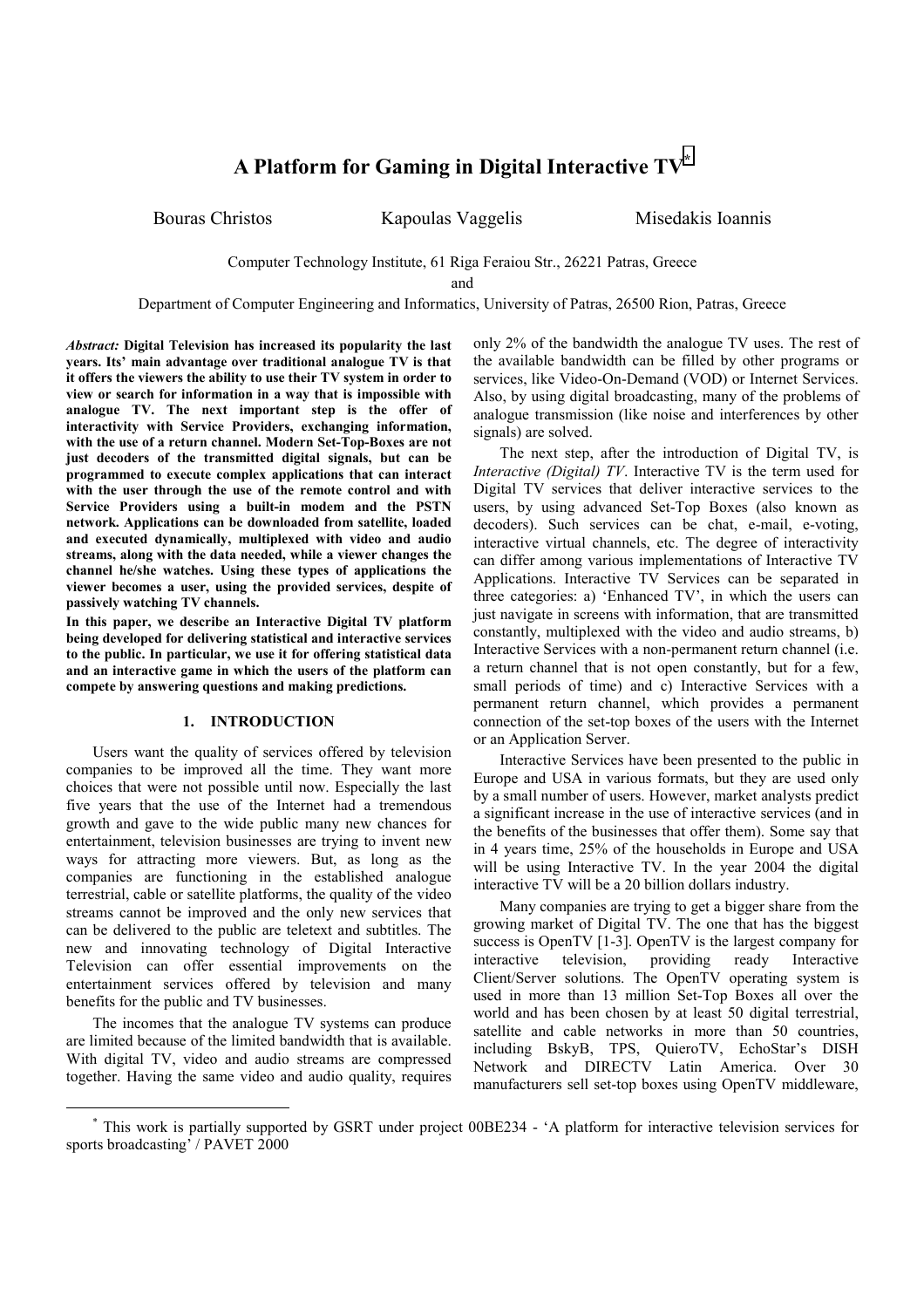# A Platform for Gaming in Digital Interactive TV*

Bouras Christos    Kapoulas Vaggelis    Misedakis Ioannis

Computer Technology Institute, 61 Riga Feraiou Str., 26221 Patras, Greece

and

Department of Computer Engineering and Informatics, University of Patras, 26500 Rion, Patras, Greece

***Abstract:*** **Digital Television has increased its popularity the last years. Its' main advantage over traditional analogue TV is that it offers the viewers the ability to use their TV system in order to view or search for information in a way that is impossible with analogue TV. The next important step is the offer of interactivity with Service Providers, exchanging information, with the use of a return channel. Modern Set-Top-Boxes are not just decoders of the transmitted digital signals, but can be programmed to execute complex applications that can interact with the user through the use of the remote control and with Service Providers using a built-in modem and the PSTN network. Applications can be downloaded from satellite, loaded and executed dynamically, multiplexed with video and audio streams, along with the data needed, while a viewer changes the channel he/she watches. Using these types of applications the viewer becomes a user, using the provided services, despite of passively watching TV channels.**

**In this paper, we describe an Interactive Digital TV platform being developed for delivering statistical and interactive services to the public. In particular, we use it for offering statistical data and an interactive game in which the users of the platform can compete by answering questions and making predictions.**

## 1. INTRODUCTION

Users want the quality of services offered by television companies to be improved all the time. They want more choices that were not possible until now. Especially the last five years that the use of the Internet had a tremendous growth and gave to the wide public many new chances for entertainment, television businesses are trying to invent new ways for attracting more viewers. But, as long as the companies are functioning in the established analogue terrestrial, cable or satellite platforms, the quality of the video streams cannot be improved and the only new services that can be delivered to the public are teletext and subtitles. The new and innovating technology of Digital Interactive Television can offer essential improvements on the entertainment services offered by television and many benefits for the public and TV businesses.

The incomes that the analogue TV systems can produce are limited because of the limited bandwidth that is available. With digital TV, video and audio streams are compressed together. Having the same video and audio quality, requires only 2% of the bandwidth the analogue TV uses. The rest of the available bandwidth can be filled by other programs or services, like Video-On-Demand (VOD) or Internet Services. Also, by using digital broadcasting, many of the problems of analogue transmission (like noise and interferences by other signals) are solved.

The next step, after the introduction of Digital TV, is *Interactive (Digital) TV*. Interactive TV is the term used for Digital TV services that deliver interactive services to the users, by using advanced Set-Top Boxes (also known as decoders). Such services can be chat, e-mail, e-voting, interactive virtual channels, etc. The degree of interactivity can differ among various implementations of Interactive TV Applications. Interactive TV Services can be separated in three categories: a) 'Enhanced TV', in which the users can just navigate in screens with information, that are transmitted constantly, multiplexed with the video and audio streams, b) Interactive Services with a non-permanent return channel (i.e. a return channel that is not open constantly, but for a few, small periods of time) and c) Interactive Services with a permanent return channel, which provides a permanent connection of the set-top boxes of the users with the Internet or an Application Server.

Interactive Services have been presented to the public in Europe and USA in various formats, but they are used only by a small number of users. However, market analysts predict a significant increase in the use of interactive services (and in the benefits of the businesses that offer them). Some say that in 4 years time, 25% of the households in Europe and USA will be using Interactive TV. In the year 2004 the digital interactive TV will be a 20 billion dollars industry.

Many companies are trying to get a bigger share from the growing market of Digital TV. The one that has the biggest success is OpenTV [1-3]. OpenTV is the largest company for interactive television, providing ready Interactive Client/Server solutions. The OpenTV operating system is used in more than 13 million Set-Top Boxes all over the world and has been chosen by at least 50 digital terrestrial, satellite and cable networks in more than 50 countries, including BskyB, TPS, QuieroTV, EchoStar's DISH Network and DIRECTV Latin America. Over 30 manufacturers sell set-top boxes using OpenTV middleware,

* This work is partially supported by GSRT under project 00BE234 - 'A platform for interactive television services for sports broadcasting' / PAVET 2000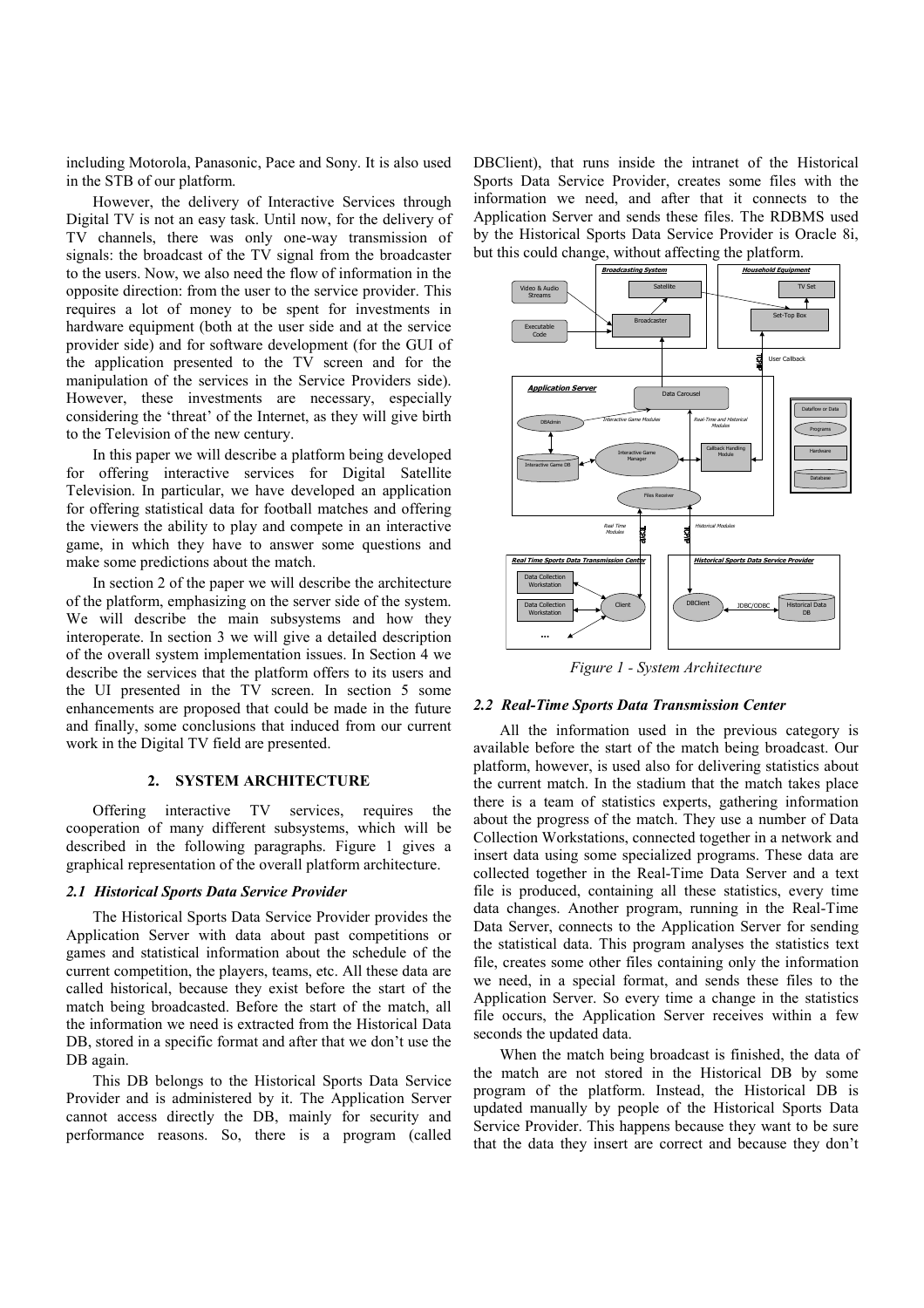including Motorola, Panasonic, Pace and Sony. It is also used in the STB of our platform.

However, the delivery of Interactive Services through Digital TV is not an easy task. Until now, for the delivery of TV channels, there was only one-way transmission of signals: the broadcast of the TV signal from the broadcaster to the users. Now, we also need the flow of information in the opposite direction: from the user to the service provider. This requires a lot of money to be spent for investments in hardware equipment (both at the user side and at the service provider side) and for software development (for the GUI of the application presented to the TV screen and for the manipulation of the services in the Service Providers side). However, these investments are necessary, especially considering the 'threat' of the Internet, as they will give birth to the Television of the new century.

In this paper we will describe a platform being developed for offering interactive services for Digital Satellite Television. In particular, we have developed an application for offering statistical data for football matches and offering the viewers the ability to play and compete in an interactive game, in which they have to answer some questions and make some predictions about the match.

In section 2 of the paper we will describe the architecture of the platform, emphasizing on the server side of the system. We will describe the main subsystems and how they interoperate. In section 3 we will give a detailed description of the overall system implementation issues. In Section 4 we describe the services that the platform offers to its users and the UI presented in the TV screen. In section 5 some enhancements are proposed that could be made in the future and finally, some conclusions that induced from our current work in the Digital TV field are presented.

## 2. SYSTEM ARCHITECTURE

Offering interactive TV services, requires the cooperation of many different subsystems, which will be described in the following paragraphs. Figure 1 gives a graphical representation of the overall platform architecture.

### 2.1 Historical Sports Data Service Provider

The Historical Sports Data Service Provider provides the Application Server with data about past competitions or games and statistical information about the schedule of the current competition, the players, teams, etc. All these data are called historical, because they exist before the start of the match being broadcasted. Before the start of the match, all the information we need is extracted from the Historical Data DB, stored in a specific format and after that we don't use the DB again.

This DB belongs to the Historical Sports Data Service Provider and is administered by it. The Application Server cannot access directly the DB, mainly for security and performance reasons. So, there is a program (called DBClient), that runs inside the intranet of the Historical Sports Data Service Provider, creates some files with the information we need, and after that it connects to the Application Server and sends these files. The RDBMS used by the Historical Sports Data Service Provider is Oracle 8i, but this could change, without affecting the platform.

*Figure 1 - System Architecture*

### 2.2 Real-Time Sports Data Transmission Center

All the information used in the previous category is available before the start of the match being broadcast. Our platform, however, is used also for delivering statistics about the current match. In the stadium that the match takes place there is a team of statistics experts, gathering information about the progress of the match. They use a number of Data Collection Workstations, connected together in a network and insert data using some specialized programs. These data are collected together in the Real-Time Data Server and a text file is produced, containing all these statistics, every time data changes. Another program, running in the Real-Time Data Server, connects to the Application Server for sending the statistical data. This program analyses the statistics text file, creates some other files containing only the information we need, in a special format, and sends these files to the Application Server. So every time a change in the statistics file occurs, the Application Server receives within a few seconds the updated data.

When the match being broadcast is finished, the data of the match are not stored in the Historical DB by some program of the platform. Instead, the Historical DB is updated manually by people of the Historical Sports Data Service Provider. This happens because they want to be sure that the data they insert are correct and because they don't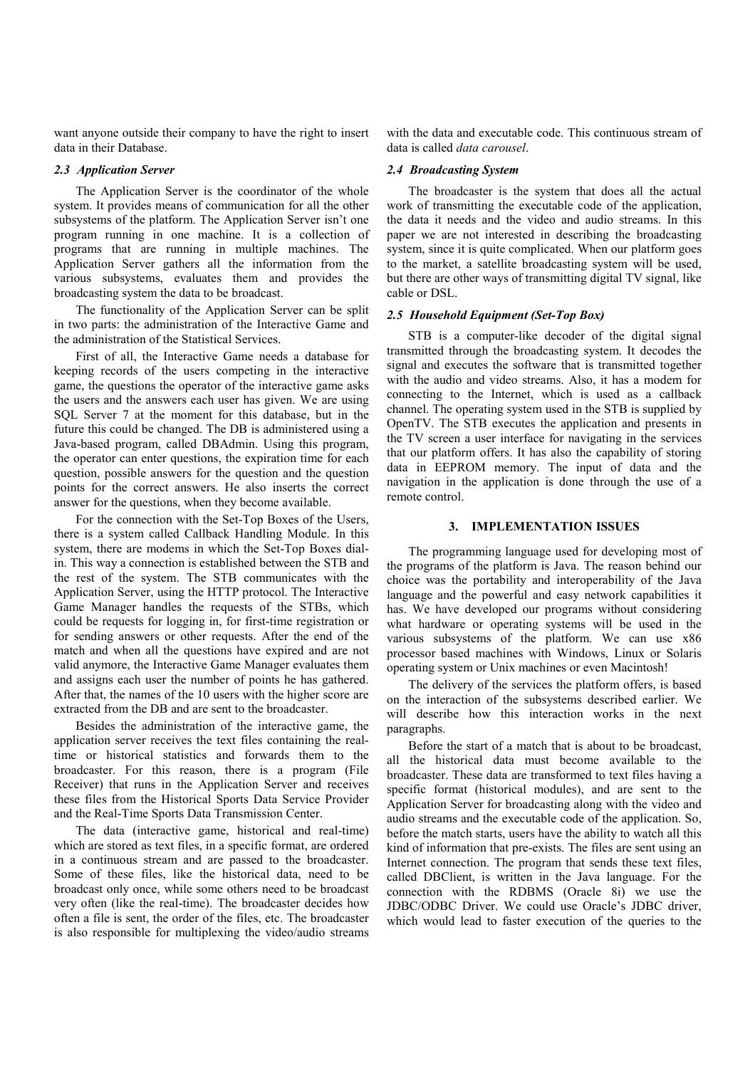want anyone outside their company to have the right to insert data in their Database.

### *2.3 Application Server*

The Application Server is the coordinator of the whole system. It provides means of communication for all the other subsystems of the platform. The Application Server isn't one program running in one machine. It is a collection of programs that are running in multiple machines. The Application Server gathers all the information from the various subsystems, evaluates them and provides the broadcasting system the data to be broadcast.

The functionality of the Application Server can be split in two parts: the administration of the Interactive Game and the administration of the Statistical Services.

First of all, the Interactive Game needs a database for keeping records of the users competing in the interactive game, the questions the operator of the interactive game asks the users and the answers each user has given. We are using SQL Server 7 at the moment for this database, but in the future this could be changed. The DB is administered using a Java-based program, called DBAdmin. Using this program, the operator can enter questions, the expiration time for each question, possible answers for the question and the question points for the correct answers. He also inserts the correct answer for the questions, when they become available.

For the connection with the Set-Top Boxes of the Users, there is a system called Callback Handling Module. In this system, there are modems in which the Set-Top Boxes dial-in. This way a connection is established between the STB and the rest of the system. The STB communicates with the Application Server, using the HTTP protocol. The Interactive Game Manager handles the requests of the STBs, which could be requests for logging in, for first-time registration or for sending answers or other requests. After the end of the match and when all the questions have expired and are not valid anymore, the Interactive Game Manager evaluates them and assigns each user the number of points he has gathered. After that, the names of the 10 users with the higher score are extracted from the DB and are sent to the broadcaster.

Besides the administration of the interactive game, the application server receives the text files containing the real-time or historical statistics and forwards them to the broadcaster. For this reason, there is a program (File Receiver) that runs in the Application Server and receives these files from the Historical Sports Data Service Provider and the Real-Time Sports Data Transmission Center.

The data (interactive game, historical and real-time) which are stored as text files, in a specific format, are ordered in a continuous stream and are passed to the broadcaster. Some of these files, like the historical data, need to be broadcast only once, while some others need to be broadcast very often (like the real-time). The broadcaster decides how often a file is sent, the order of the files, etc. The broadcaster is also responsible for multiplexing the video/audio streams with the data and executable code. This continuous stream of data is called *data carousel*.

### *2.4 Broadcasting System*

The broadcaster is the system that does all the actual work of transmitting the executable code of the application, the data it needs and the video and audio streams. In this paper we are not interested in describing the broadcasting system, since it is quite complicated. When our platform goes to the market, a satellite broadcasting system will be used, but there are other ways of transmitting digital TV signal, like cable or DSL.

### *2.5 Household Equipment (Set-Top Box)*

STB is a computer-like decoder of the digital signal transmitted through the broadcasting system. It decodes the signal and executes the software that is transmitted together with the audio and video streams. Also, it has a modem for connecting to the Internet, which is used as a callback channel. The operating system used in the STB is supplied by OpenTV. The STB executes the application and presents in the TV screen a user interface for navigating in the services that our platform offers. It has also the capability of storing data in EEPROM memory. The input of data and the navigation in the application is done through the use of a remote control.

## 3. IMPLEMENTATION ISSUES

The programming language used for developing most of the programs of the platform is Java. The reason behind our choice was the portability and interoperability of the Java language and the powerful and easy network capabilities it has. We have developed our programs without considering what hardware or operating systems will be used in the various subsystems of the platform. We can use x86 processor based machines with Windows, Linux or Solaris operating system or Unix machines or even Macintosh!

The delivery of the services the platform offers, is based on the interaction of the subsystems described earlier. We will describe how this interaction works in the next paragraphs.

Before the start of a match that is about to be broadcast, all the historical data must become available to the broadcaster. These data are transformed to text files having a specific format (historical modules), and are sent to the Application Server for broadcasting along with the video and audio streams and the executable code of the application. So, before the match starts, users have the ability to watch all this kind of information that pre-exists. The files are sent using an Internet connection. The program that sends these text files, called DBClient, is written in the Java language. For the connection with the RDBMS (Oracle 8i) we use the JDBC/ODBC Driver. We could use Oracle's JDBC driver, which would lead to faster execution of the queries to the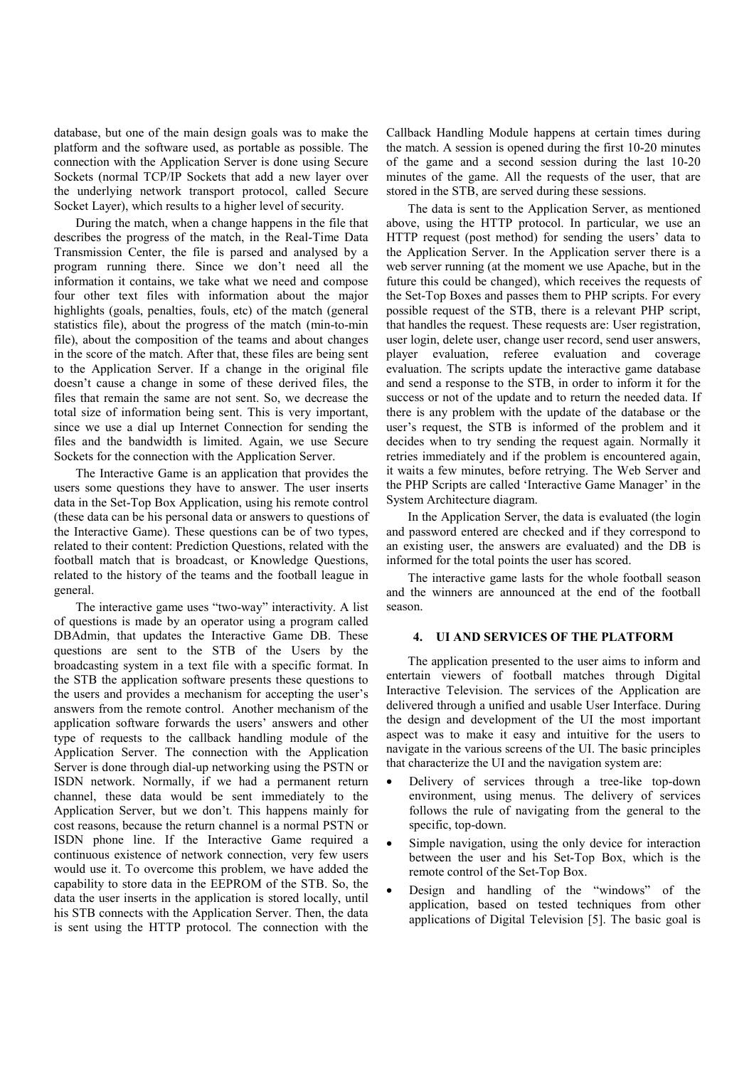database, but one of the main design goals was to make the platform and the software used, as portable as possible. The connection with the Application Server is done using Secure Sockets (normal TCP/IP Sockets that add a new layer over the underlying network transport protocol, called Secure Socket Layer), which results to a higher level of security.

During the match, when a change happens in the file that describes the progress of the match, in the Real-Time Data Transmission Center, the file is parsed and analysed by a program running there. Since we don't need all the information it contains, we take what we need and compose four other text files with information about the major highlights (goals, penalties, fouls, etc) of the match (general statistics file), about the progress of the match (min-to-min file), about the composition of the teams and about changes in the score of the match. After that, these files are being sent to the Application Server. If a change in the original file doesn't cause a change in some of these derived files, the files that remain the same are not sent. So, we decrease the total size of information being sent. This is very important, since we use a dial up Internet Connection for sending the files and the bandwidth is limited. Again, we use Secure Sockets for the connection with the Application Server.

The Interactive Game is an application that provides the users some questions they have to answer. The user inserts data in the Set-Top Box Application, using his remote control (these data can be his personal data or answers to questions of the Interactive Game). These questions can be of two types, related to their content: Prediction Questions, related with the football match that is broadcast, or Knowledge Questions, related to the history of the teams and the football league in general.

The interactive game uses "two-way" interactivity. A list of questions is made by an operator using a program called DBAdmin, that updates the Interactive Game DB. These questions are sent to the STB of the Users by the broadcasting system in a text file with a specific format. In the STB the application software presents these questions to the users and provides a mechanism for accepting the user's answers from the remote control. Another mechanism of the application software forwards the users' answers and other type of requests to the callback handling module of the Application Server. The connection with the Application Server is done through dial-up networking using the PSTN or ISDN network. Normally, if we had a permanent return channel, these data would be sent immediately to the Application Server, but we don't. This happens mainly for cost reasons, because the return channel is a normal PSTN or ISDN phone line. If the Interactive Game required a continuous existence of network connection, very few users would use it. To overcome this problem, we have added the capability to store data in the EEPROM of the STB. So, the data the user inserts in the application is stored locally, until his STB connects with the Application Server. Then, the data is sent using the HTTP protocol. The connection with the Callback Handling Module happens at certain times during the match. A session is opened during the first 10-20 minutes of the game and a second session during the last 10-20 minutes of the game. All the requests of the user, that are stored in the STB, are served during these sessions.

The data is sent to the Application Server, as mentioned above, using the HTTP protocol. In particular, we use an HTTP request (post method) for sending the users' data to the Application Server. In the Application server there is a web server running (at the moment we use Apache, but in the future this could be changed), which receives the requests of the Set-Top Boxes and passes them to PHP scripts. For every possible request of the STB, there is a relevant PHP script, that handles the request. These requests are: User registration, user login, delete user, change user record, send user answers, player evaluation, referee evaluation and coverage evaluation. The scripts update the interactive game database and send a response to the STB, in order to inform it for the success or not of the update and to return the needed data. If there is any problem with the update of the database or the user's request, the STB is informed of the problem and it decides when to try sending the request again. Normally it retries immediately and if the problem is encountered again, it waits a few minutes, before retrying. The Web Server and the PHP Scripts are called 'Interactive Game Manager' in the System Architecture diagram.

In the Application Server, the data is evaluated (the login and password entered are checked and if they correspond to an existing user, the answers are evaluated) and the DB is informed for the total points the user has scored.

The interactive game lasts for the whole football season and the winners are announced at the end of the football season.

## 4. UI AND SERVICES OF THE PLATFORM

The application presented to the user aims to inform and entertain viewers of football matches through Digital Interactive Television. The services of the Application are delivered through a unified and usable User Interface. During the design and development of the UI the most important aspect was to make it easy and intuitive for the users to navigate in the various screens of the UI. The basic principles that characterize the UI and the navigation system are:

- Delivery of services through a tree-like top-down environment, using menus. The delivery of services follows the rule of navigating from the general to the specific, top-down.
- Simple navigation, using the only device for interaction between the user and his Set-Top Box, which is the remote control of the Set-Top Box.
- Design and handling of the "windows" of the application, based on tested techniques from other applications of Digital Television [5]. The basic goal is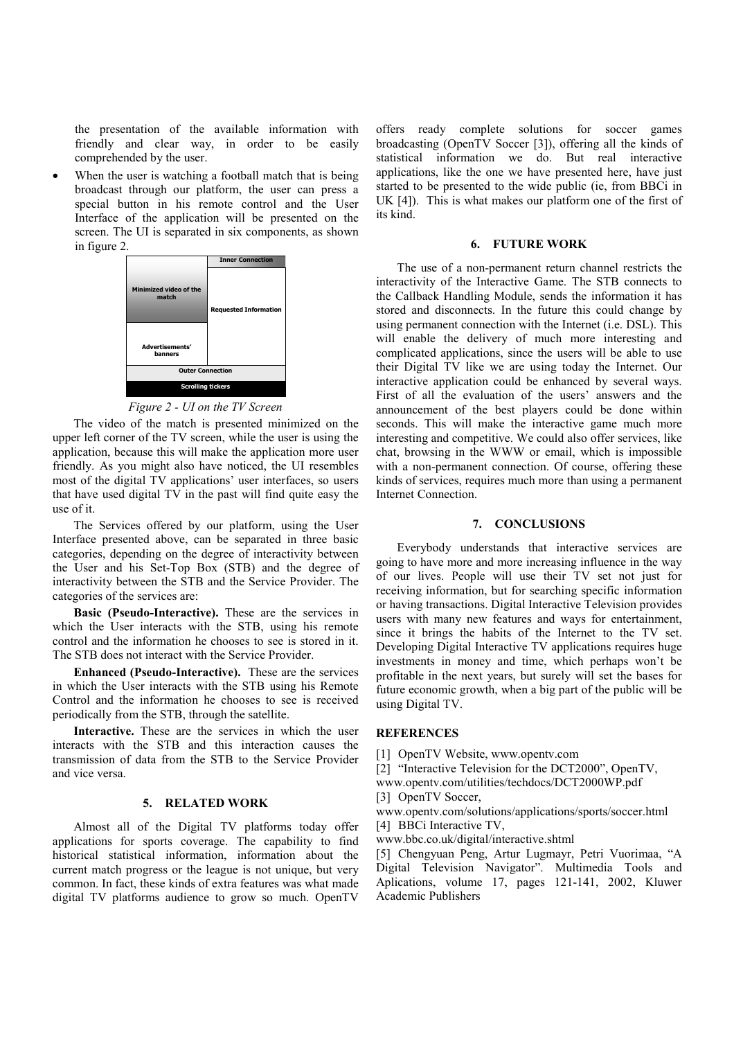the presentation of the available information with friendly and clear way, in order to be easily comprehended by the user.

- When the user is watching a football match that is being broadcast through our platform, the user can press a special button in his remote control and the User Interface of the application will be presented on the screen. The UI is separated in six components, as shown in figure 2.

Inner Connection

Minimized video of the match

Requested Information

Advertisements' banners

Outer Connection

Scrolling tickers

*Figure 2 - UI on the TV Screen*

The video of the match is presented minimized on the upper left corner of the TV screen, while the user is using the application, because this will make the application more user friendly. As you might also have noticed, the UI resembles most of the digital TV applications' user interfaces, so users that have used digital TV in the past will find quite easy the use of it.

The Services offered by our platform, using the User Interface presented above, can be separated in three basic categories, depending on the degree of interactivity between the User and his Set-Top Box (STB) and the degree of interactivity between the STB and the Service Provider. The categories of the services are:

**Basic (Pseudo-Interactive).** These are the services in which the User interacts with the STB, using his remote control and the information he chooses to see is stored in it. The STB does not interact with the Service Provider.

**Enhanced (Pseudo-Interactive).** These are the services in which the User interacts with the STB using his Remote Control and the information he chooses to see is received periodically from the STB, through the satellite.

**Interactive.** These are the services in which the user interacts with the STB and this interaction causes the transmission of data from the STB to the Service Provider and vice versa.

## 5. RELATED WORK

Almost all of the Digital TV platforms today offer applications for sports coverage. The capability to find historical statistical information, information about the current match progress or the league is not unique, but very common. In fact, these kinds of extra features was what made digital TV platforms audience to grow so much. OpenTV offers ready complete solutions for soccer games broadcasting (OpenTV Soccer [3]), offering all the kinds of statistical information we do. But real interactive applications, like the one we have presented here, have just started to be presented to the wide public (ie, from BBCi in UK [4]). This is what makes our platform one of the first of its kind.

## 6. FUTURE WORK

The use of a non-permanent return channel restricts the interactivity of the Interactive Game. The STB connects to the Callback Handling Module, sends the information it has stored and disconnects. In the future this could change by using permanent connection with the Internet (i.e. DSL). This will enable the delivery of much more interesting and complicated applications, since the users will be able to use their Digital TV like we are using today the Internet. Our interactive application could be enhanced by several ways. First of all the evaluation of the users' answers and the announcement of the best players could be done within seconds. This will make the interactive game much more interesting and competitive. We could also offer services, like chat, browsing in the WWW or email, which is impossible with a non-permanent connection. Of course, offering these kinds of services, requires much more than using a permanent Internet Connection.

## 7. CONCLUSIONS

Everybody understands that interactive services are going to have more and more increasing influence in the way of our lives. People will use their TV set not just for receiving information, but for searching specific information or having transactions. Digital Interactive Television provides users with many new features and ways for entertainment, since it brings the habits of the Internet to the TV set. Developing Digital Interactive TV applications requires huge investments in money and time, which perhaps won't be profitable in the next years, but surely will set the bases for future economic growth, when a big part of the public will be using Digital TV.

## REFERENCES

[1] OpenTV Website, www.opentv.com

[2] "Interactive Television for the DCT2000", OpenTV, www.opentv.com/utilities/techdocs/DCT2000WP.pdf

[3] OpenTV Soccer, www.opentv.com/solutions/applications/sports/soccer.html

[4] BBCi Interactive TV, www.bbc.co.uk/digital/interactive.shtml

[5] Chengyuan Peng, Artur Lugmayr, Petri Vuorimaa, "A Digital Television Navigator". Multimedia Tools and Aplications, volume 17, pages 121-141, 2002, Kluwer Academic Publishers